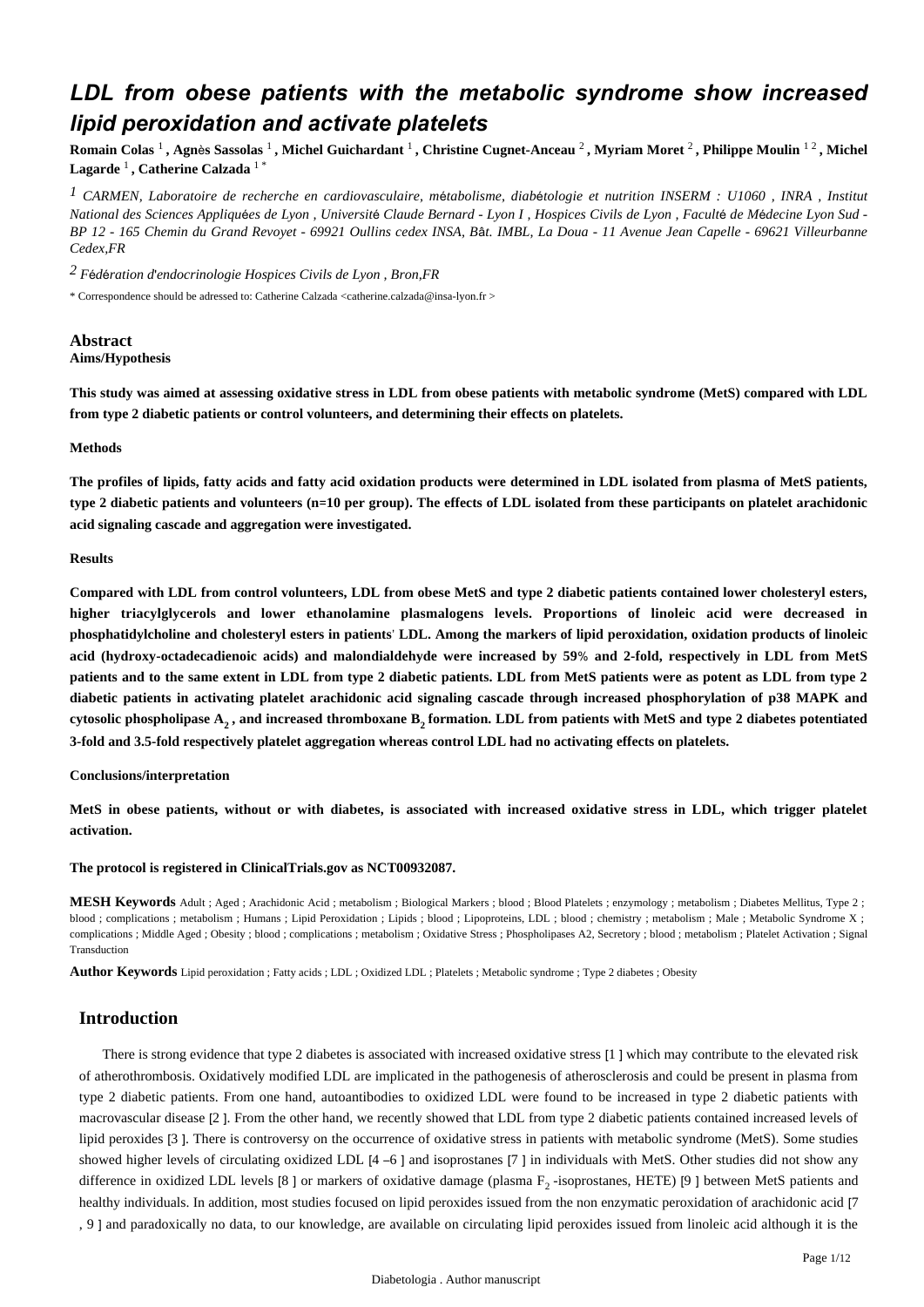# LDL from obese patients with the metabolic syndrome show increased lipid peroxidation and activate platelets

**Romain Colas [1] , Agnès Sassolas [1] , Michel Guichardant [1] , Christine Cugnet-Anceau [2] , Myriam Moret [2] , Philippe Moulin [1 2] , Michel Lagarde [1] , Catherine Calzada [1 *]**

[1] *CARMEN, Laboratoire de recherche en cardiovasculaire, métabolisme, diabétologie et nutrition INSERM : U1060 , INRA , Institut National des Sciences Appliquées de Lyon , Université Claude Bernard - Lyon I , Hospices Civils de Lyon , Faculté de Médecine Lyon Sud - BP 12 - 165 Chemin du Grand Revoyet - 69921 Oullins cedex INSA, Bât. IMBL, La Doua - 11 Avenue Jean Capelle - 69621 Villeurbanne Cedex,FR*

[2] *Fédération d'endocrinologie Hospices Civils de Lyon , Bron,FR*

\* Correspondence should be adressed to: Catherine Calzada <catherine.calzada@insa-lyon.fr >

## Abstract

**Aims/Hypothesis**

**This study was aimed at assessing oxidative stress in LDL from obese patients with metabolic syndrome (MetS) compared with LDL from type 2 diabetic patients or control volunteers, and determining their effects on platelets.**

**Methods**

**The profiles of lipids, fatty acids and fatty acid oxidation products were determined in LDL isolated from plasma of MetS patients, type 2 diabetic patients and volunteers (n=10 per group). The effects of LDL isolated from these participants on platelet arachidonic acid signaling cascade and aggregation were investigated.**

**Results**

**Compared with LDL from control volunteers, LDL from obese MetS and type 2 diabetic patients contained lower cholesteryl esters, higher triacylglycerols and lower ethanolamine plasmalogens levels. Proportions of linoleic acid were decreased in phosphatidylcholine and cholesteryl esters in patients' LDL. Among the markers of lipid peroxidation, oxidation products of linoleic acid (hydroxy-octadecadienoic acids) and malondialdehyde were increased by 59% and 2-fold, respectively in LDL from MetS patients and to the same extent in LDL from type 2 diabetic patients. LDL from MetS patients were as potent as LDL from type 2 diabetic patients in activating platelet arachidonic acid signaling cascade through increased phosphorylation of p38 MAPK and cytosolic phospholipase $A_2$ , and increased thromboxane $B_2$ formation. LDL from patients with MetS and type 2 diabetes potentiated 3-fold and 3.5-fold respectively platelet aggregation whereas control LDL had no activating effects on platelets.**

**Conclusions/interpretation**

**MetS in obese patients, without or with diabetes, is associated with increased oxidative stress in LDL, which trigger platelet activation.**

**The protocol is registered in ClinicalTrials.gov as NCT00932087.**

**MESH Keywords** Adult ; Aged ; Arachidonic Acid ; metabolism ; Biological Markers ; blood ; Blood Platelets ; enzymology ; metabolism ; Diabetes Mellitus, Type 2 ; blood ; complications ; metabolism ; Humans ; Lipid Peroxidation ; Lipids ; blood ; Lipoproteins, LDL ; blood ; chemistry ; metabolism ; Male ; Metabolic Syndrome X ; complications ; Middle Aged ; Obesity ; blood ; complications ; metabolism ; Oxidative Stress ; Phospholipases A2, Secretory ; blood ; metabolism ; Platelet Activation ; Signal Transduction

**Author Keywords** Lipid peroxidation ; Fatty acids ; LDL ; Oxidized LDL ; Platelets ; Metabolic syndrome ; Type 2 diabetes ; Obesity

## Introduction

There is strong evidence that type 2 diabetes is associated with increased oxidative stress [1 ] which may contribute to the elevated risk of atherothrombosis. Oxidatively modified LDL are implicated in the pathogenesis of atherosclerosis and could be present in plasma from type 2 diabetic patients. From one hand, autoantibodies to oxidized LDL were found to be increased in type 2 diabetic patients with macrovascular disease [2 ]. From the other hand, we recently showed that LDL from type 2 diabetic patients contained increased levels of lipid peroxides [3 ]. There is controversy on the occurrence of oxidative stress in patients with metabolic syndrome (MetS). Some studies showed higher levels of circulating oxidized LDL [4 –6 ] and isoprostanes [7 ] in individuals with MetS. Other studies did not show any difference in oxidized LDL levels [8 ] or markers of oxidative damage (plasma $F_2$ -isoprostanes, HETE) [9 ] between MetS patients and healthy individuals. In addition, most studies focused on lipid peroxides issued from the non enzymatic peroxidation of arachidonic acid [7 , 9 ] and paradoxically no data, to our knowledge, are available on circulating lipid peroxides issued from linoleic acid although it is the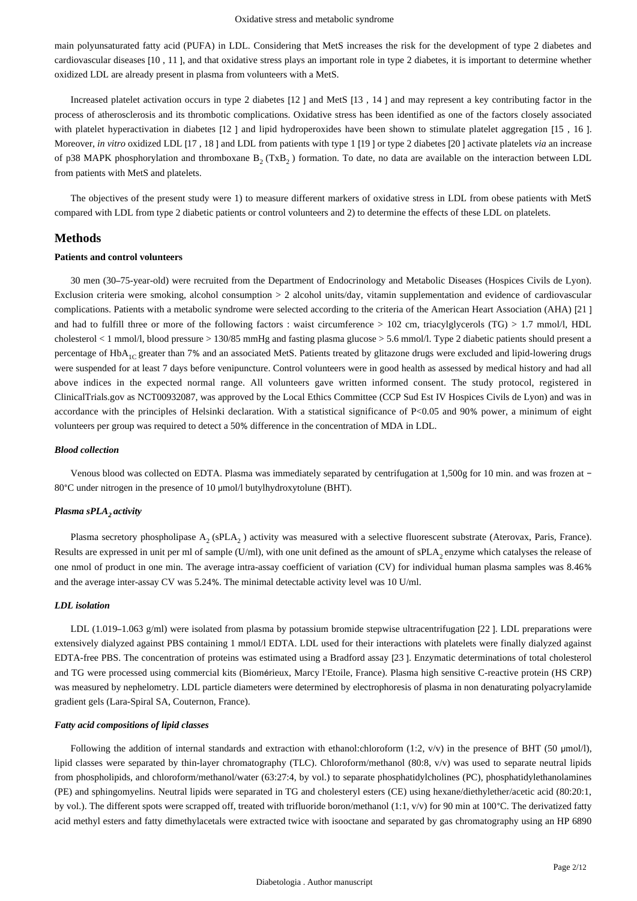main polyunsaturated fatty acid (PUFA) in LDL. Considering that MetS increases the risk for the development of type 2 diabetes and cardiovascular diseases [10 , 11 ], and that oxidative stress plays an important role in type 2 diabetes, it is important to determine whether oxidized LDL are already present in plasma from volunteers with a MetS.

Increased platelet activation occurs in type 2 diabetes [12 ] and MetS [13 , 14 ] and may represent a key contributing factor in the process of atherosclerosis and its thrombotic complications. Oxidative stress has been identified as one of the factors closely associated with platelet hyperactivation in diabetes [12 ] and lipid hydroperoxides have been shown to stimulate platelet aggregation [15 , 16 ]. Moreover, *in vitro* oxidized LDL [17 , 18 ] and LDL from patients with type 1 [19 ] or type 2 diabetes [20 ] activate platelets *via* an increase of p38 MAPK phosphorylation and thromboxane $B_2$ ($TxB_2$ ) formation. To date, no data are available on the interaction between LDL from patients with MetS and platelets.

The objectives of the present study were 1) to measure different markers of oxidative stress in LDL from obese patients with MetS compared with LDL from type 2 diabetic patients or control volunteers and 2) to determine the effects of these LDL on platelets.

## Methods

### Patients and control volunteers

30 men (30–75-year-old) were recruited from the Department of Endocrinology and Metabolic Diseases (Hospices Civils de Lyon). Exclusion criteria were smoking, alcohol consumption > 2 alcohol units/day, vitamin supplementation and evidence of cardiovascular complications. Patients with a metabolic syndrome were selected according to the criteria of the American Heart Association (AHA) [21 ] and had to fulfill three or more of the following factors : waist circumference > 102 cm, triacylglycerols (TG) > 1.7 mmol/l, HDL cholesterol < 1 mmol/l, blood pressure > 130/85 mmHg and fasting plasma glucose > 5.6 mmol/l. Type 2 diabetic patients should present a percentage of $HbA_{1C}$ greater than 7% and an associated MetS. Patients treated by glitazone drugs were excluded and lipid-lowering drugs were suspended for at least 7 days before venipuncture. Control volunteers were in good health as assessed by medical history and had all above indices in the expected normal range. All volunteers gave written informed consent. The study protocol, registered in ClinicalTrials.gov as NCT00932087, was approved by the Local Ethics Committee (CCP Sud Est IV Hospices Civils de Lyon) and was in accordance with the principles of Helsinki declaration. With a statistical significance of $P<0.05$ and 90% power, a minimum of eight volunteers per group was required to detect a 50% difference in the concentration of MDA in LDL.

#### *Blood collection*

Venous blood was collected on EDTA. Plasma was immediately separated by centrifugation at 1,500g for 10 min. and was frozen at −80°C under nitrogen in the presence of 10 μmol/l butylhydroxytolune (BHT).

#### *Plasma $sPLA_2$ activity*

Plasma secretory phospholipase $A_2$ ($sPLA_2$ ) activity was measured with a selective fluorescent substrate (Aterovax, Paris, France). Results are expressed in unit per ml of sample (U/ml), with one unit defined as the amount of $sPLA_2$ enzyme which catalyses the release of one nmol of product in one min. The average intra-assay coefficient of variation (CV) for individual human plasma samples was 8.46% and the average inter-assay CV was 5.24%. The minimal detectable activity level was 10 U/ml.

#### *LDL isolation*

LDL (1.019–1.063 g/ml) were isolated from plasma by potassium bromide stepwise ultracentrifugation [22 ]. LDL preparations were extensively dialyzed against PBS containing 1 mmol/l EDTA. LDL used for their interactions with platelets were finally dialyzed against EDTA-free PBS. The concentration of proteins was estimated using a Bradford assay [23 ]. Enzymatic determinations of total cholesterol and TG were processed using commercial kits (Biomérieux, Marcy l'Etoile, France). Plasma high sensitive C-reactive protein (HS CRP) was measured by nephelometry. LDL particle diameters were determined by electrophoresis of plasma in non denaturating polyacrylamide gradient gels (Lara-Spiral SA, Couternon, France).

#### *Fatty acid compositions of lipid classes*

Following the addition of internal standards and extraction with ethanol:chloroform (1:2, v/v) in the presence of BHT (50 μmol/l), lipid classes were separated by thin-layer chromatography (TLC). Chloroform/methanol (80:8, v/v) was used to separate neutral lipids from phospholipids, and chloroform/methanol/water (63:27:4, by vol.) to separate phosphatidylcholines (PC), phosphatidylethanolamines (PE) and sphingomyelins. Neutral lipids were separated in TG and cholesteryl esters (CE) using hexane/diethylether/acetic acid (80:20:1, by vol.). The different spots were scrapped off, treated with trifluoride boron/methanol (1:1, v/v) for 90 min at 100°C. The derivatized fatty acid methyl esters and fatty dimethylacetals were extracted twice with isooctane and separated by gas chromatography using an HP 6890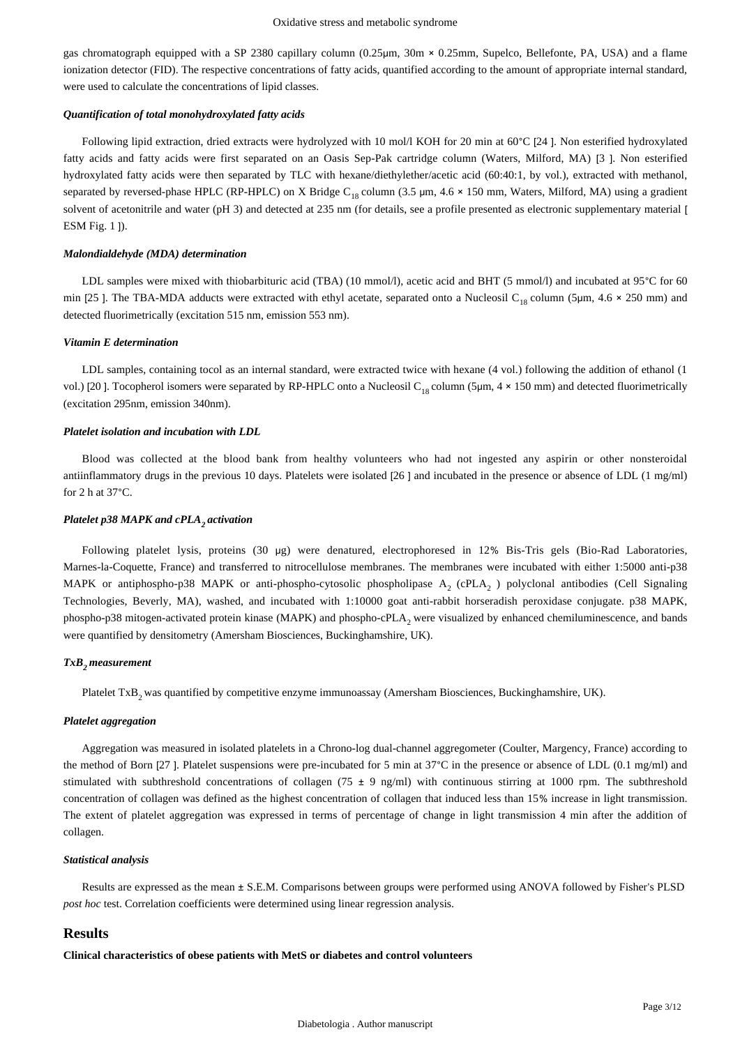gas chromatograph equipped with a SP 2380 capillary column (0.25μm, 30m × 0.25mm, Supelco, Bellefonte, PA, USA) and a flame ionization detector (FID). The respective concentrations of fatty acids, quantified according to the amount of appropriate internal standard, were used to calculate the concentrations of lipid classes.

#### *Quantification of total monohydroxylated fatty acids*

Following lipid extraction, dried extracts were hydrolyzed with 10 mol/l KOH for 20 min at 60°C [24 ]. Non esterified hydroxylated fatty acids and fatty acids were first separated on an Oasis Sep-Pak cartridge column (Waters, Milford, MA) [3 ]. Non esterified hydroxylated fatty acids were then separated by TLC with hexane/diethylether/acetic acid (60:40:1, by vol.), extracted with methanol, separated by reversed-phase HPLC (RP-HPLC) on X Bridge $C_{18}$ column (3.5 μm, 4.6 × 150 mm, Waters, Milford, MA) using a gradient solvent of acetonitrile and water (pH 3) and detected at 235 nm (for details, see a profile presented as electronic supplementary material [ ESM Fig. 1 ]).

#### *Malondialdehyde (MDA) determination*

LDL samples were mixed with thiobarbituric acid (TBA) (10 mmol/l), acetic acid and BHT (5 mmol/l) and incubated at 95°C for 60 min [25 ]. The TBA-MDA adducts were extracted with ethyl acetate, separated onto a Nucleosil $C_{18}$ column (5μm, 4.6 × 250 mm) and detected fluorimetrically (excitation 515 nm, emission 553 nm).

#### *Vitamin E determination*

LDL samples, containing tocol as an internal standard, were extracted twice with hexane (4 vol.) following the addition of ethanol (1 vol.) [20 ]. Tocopherol isomers were separated by RP-HPLC onto a Nucleosil $C_{18}$ column (5μm, 4 × 150 mm) and detected fluorimetrically (excitation 295nm, emission 340nm).

#### *Platelet isolation and incubation with LDL*

Blood was collected at the blood bank from healthy volunteers who had not ingested any aspirin or other nonsteroidal antiinflammatory drugs in the previous 10 days. Platelets were isolated [26 ] and incubated in the presence or absence of LDL (1 mg/ml) for 2 h at 37°C.

#### *Platelet p38 MAPK and cPLA$_2$ activation*

Following platelet lysis, proteins (30 μg) were denatured, electrophoresed in 12% Bis-Tris gels (Bio-Rad Laboratories, Marnes-la-Coquette, France) and transferred to nitrocellulose membranes. The membranes were incubated with either 1:5000 anti-p38 MAPK or antiphospho-p38 MAPK or anti-phospho-cytosolic phospholipase $A_2$ (cPLA$_2$ ) polyclonal antibodies (Cell Signaling Technologies, Beverly, MA), washed, and incubated with 1:10000 goat anti-rabbit horseradish peroxidase conjugate. p38 MAPK, phospho-p38 mitogen-activated protein kinase (MAPK) and phospho-cPLA$_2$ were visualized by enhanced chemiluminescence, and bands were quantified by densitometry (Amersham Biosciences, Buckinghamshire, UK).

#### *TxB$_2$ measurement*

Platelet TxB$_2$ was quantified by competitive enzyme immunoassay (Amersham Biosciences, Buckinghamshire, UK).

#### *Platelet aggregation*

Aggregation was measured in isolated platelets in a Chrono-log dual-channel aggregometer (Coulter, Margency, France) according to the method of Born [27 ]. Platelet suspensions were pre-incubated for 5 min at 37°C in the presence or absence of LDL (0.1 mg/ml) and stimulated with subthreshold concentrations of collagen (75 ± 9 ng/ml) with continuous stirring at 1000 rpm. The subthreshold concentration of collagen was defined as the highest concentration of collagen that induced less than 15% increase in light transmission. The extent of platelet aggregation was expressed in terms of percentage of change in light transmission 4 min after the addition of collagen.

#### *Statistical analysis*

Results are expressed as the mean ± S.E.M. Comparisons between groups were performed using ANOVA followed by Fisher's PLSD *post hoc* test. Correlation coefficients were determined using linear regression analysis.

## Results

#### Clinical characteristics of obese patients with MetS or diabetes and control volunteers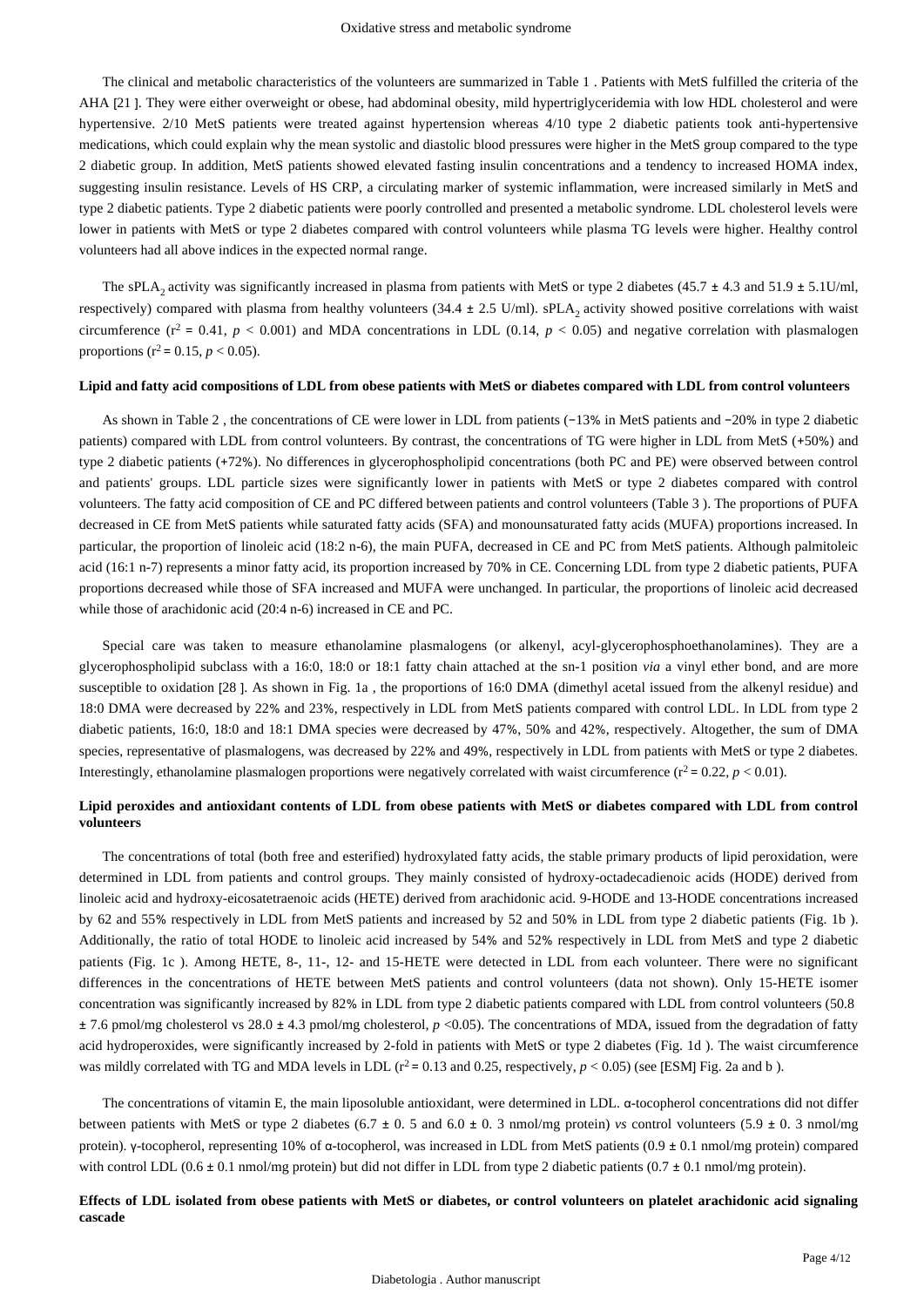The clinical and metabolic characteristics of the volunteers are summarized in Table 1 . Patients with MetS fulfilled the criteria of the AHA [21 ]. They were either overweight or obese, had abdominal obesity, mild hypertriglyceridemia with low HDL cholesterol and were hypertensive. 2/10 MetS patients were treated against hypertension whereas 4/10 type 2 diabetic patients took anti-hypertensive medications, which could explain why the mean systolic and diastolic blood pressures were higher in the MetS group compared to the type 2 diabetic group. In addition, MetS patients showed elevated fasting insulin concentrations and a tendency to increased HOMA index, suggesting insulin resistance. Levels of HS CRP, a circulating marker of systemic inflammation, were increased similarly in MetS and type 2 diabetic patients. Type 2 diabetic patients were poorly controlled and presented a metabolic syndrome. LDL cholesterol levels were lower in patients with MetS or type 2 diabetes compared with control volunteers while plasma TG levels were higher. Healthy control volunteers had all above indices in the expected normal range.

The $sPLA_2$ activity was significantly increased in plasma from patients with MetS or type 2 diabetes (45.7 ± 4.3 and 51.9 ± 5.1U/ml, respectively) compared with plasma from healthy volunteers (34.4 ± 2.5 U/ml). $sPLA_2$ activity showed positive correlations with waist circumference ($r^2 = 0.41$, $p < 0.001$) and MDA concentrations in LDL (0.14, $p < 0.05$) and negative correlation with plasmalogen proportions ($r^2 = 0.15$, $p < 0.05$).

**Lipid and fatty acid compositions of LDL from obese patients with MetS or diabetes compared with LDL from control volunteers**

As shown in Table 2 , the concentrations of CE were lower in LDL from patients (−13% in MetS patients and −20% in type 2 diabetic patients) compared with LDL from control volunteers. By contrast, the concentrations of TG were higher in LDL from MetS (+50%) and type 2 diabetic patients (+72%). No differences in glycerophospholipid concentrations (both PC and PE) were observed between control and patients' groups. LDL particle sizes were significantly lower in patients with MetS or type 2 diabetes compared with control volunteers. The fatty acid composition of CE and PC differed between patients and control volunteers (Table 3 ). The proportions of PUFA decreased in CE from MetS patients while saturated fatty acids (SFA) and monounsaturated fatty acids (MUFA) proportions increased. In particular, the proportion of linoleic acid (18:2 n-6), the main PUFA, decreased in CE and PC from MetS patients. Although palmitoleic acid (16:1 n-7) represents a minor fatty acid, its proportion increased by 70% in CE. Concerning LDL from type 2 diabetic patients, PUFA proportions decreased while those of SFA increased and MUFA were unchanged. In particular, the proportions of linoleic acid decreased while those of arachidonic acid (20:4 n-6) increased in CE and PC.

Special care was taken to measure ethanolamine plasmalogens (or alkenyl, acyl-glycerophosphoethanolamines). They are a glycerophospholipid subclass with a 16:0, 18:0 or 18:1 fatty chain attached at the sn-1 position *via* a vinyl ether bond, and are more susceptible to oxidation [28 ]. As shown in Fig. 1a , the proportions of 16:0 DMA (dimethyl acetal issued from the alkenyl residue) and 18:0 DMA were decreased by 22% and 23%, respectively in LDL from MetS patients compared with control LDL. In LDL from type 2 diabetic patients, 16:0, 18:0 and 18:1 DMA species were decreased by 47%, 50% and 42%, respectively. Altogether, the sum of DMA species, representative of plasmalogens, was decreased by 22% and 49%, respectively in LDL from patients with MetS or type 2 diabetes. Interestingly, ethanolamine plasmalogen proportions were negatively correlated with waist circumference ($r^2 = 0.22$, $p < 0.01$).

**Lipid peroxides and antioxidant contents of LDL from obese patients with MetS or diabetes compared with LDL from control volunteers**

The concentrations of total (both free and esterified) hydroxylated fatty acids, the stable primary products of lipid peroxidation, were determined in LDL from patients and control groups. They mainly consisted of hydroxy-octadecadienoic acids (HODE) derived from linoleic acid and hydroxy-eicosatetraenoic acids (HETE) derived from arachidonic acid. 9-HODE and 13-HODE concentrations increased by 62 and 55% respectively in LDL from MetS patients and increased by 52 and 50% in LDL from type 2 diabetic patients (Fig. 1b ). Additionally, the ratio of total HODE to linoleic acid increased by 54% and 52% respectively in LDL from MetS and type 2 diabetic patients (Fig. 1c ). Among HETE, 8-, 11-, 12- and 15-HETE were detected in LDL from each volunteer. There were no significant differences in the concentrations of HETE between MetS patients and control volunteers (data not shown). Only 15-HETE isomer concentration was significantly increased by 82% in LDL from type 2 diabetic patients compared with LDL from control volunteers (50.8 ± 7.6 pmol/mg cholesterol vs 28.0 ± 4.3 pmol/mg cholesterol, $p < 0.05$). The concentrations of MDA, issued from the degradation of fatty acid hydroperoxides, were significantly increased by 2-fold in patients with MetS or type 2 diabetes (Fig. 1d ). The waist circumference was mildly correlated with TG and MDA levels in LDL ($r^2 = 0.13$ and 0.25, respectively, $p < 0.05$) (see [ESM] Fig. 2a and b ).

The concentrations of vitamin E, the main liposoluble antioxidant, were determined in LDL. α-tocopherol concentrations did not differ between patients with MetS or type 2 diabetes (6.7 ± 0. 5 and 6.0 ± 0. 3 nmol/mg protein) *vs* control volunteers (5.9 ± 0. 3 nmol/mg protein). γ-tocopherol, representing 10% of α-tocopherol, was increased in LDL from MetS patients (0.9 ± 0.1 nmol/mg protein) compared with control LDL (0.6 ± 0.1 nmol/mg protein) but did not differ in LDL from type 2 diabetic patients (0.7 ± 0.1 nmol/mg protein).

**Effects of LDL isolated from obese patients with MetS or diabetes, or control volunteers on platelet arachidonic acid signaling cascade**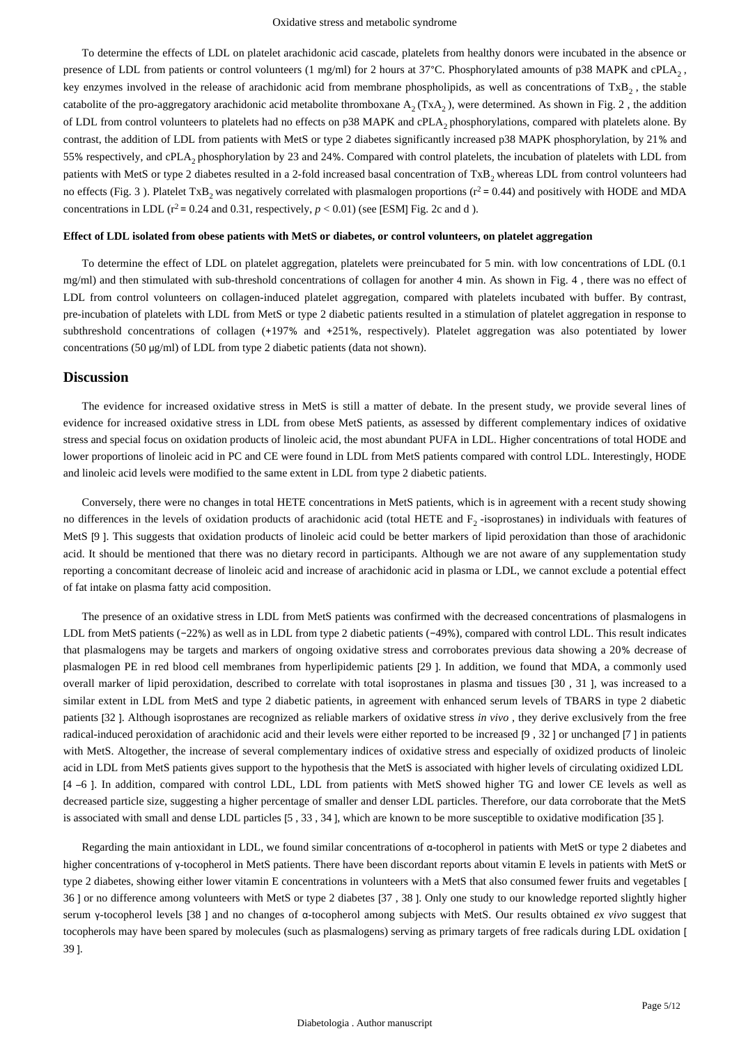To determine the effects of LDL on platelet arachidonic acid cascade, platelets from healthy donors were incubated in the absence or presence of LDL from patients or control volunteers (1 mg/ml) for 2 hours at 37°C. Phosphorylated amounts of p38 MAPK and $cPLA_2$, key enzymes involved in the release of arachidonic acid from membrane phospholipids, as well as concentrations of $TxB_2$, the stable catabolite of the pro-aggregatory arachidonic acid metabolite thromboxane $A_2$ ($TxA_2$), were determined. As shown in Fig. 2, the addition of LDL from control volunteers to platelets had no effects on p38 MAPK and $cPLA_2$ phosphorylations, compared with platelets alone. By contrast, the addition of LDL from patients with MetS or type 2 diabetes significantly increased p38 MAPK phosphorylation, by 21% and 55% respectively, and $cPLA_2$ phosphorylation by 23 and 24%. Compared with control platelets, the incubation of platelets with LDL from patients with MetS or type 2 diabetes resulted in a 2-fold increased basal concentration of $TxB_2$ whereas LDL from control volunteers had no effects (Fig. 3). Platelet $TxB_2$ was negatively correlated with plasmalogen proportions ($r^2 = 0.44$) and positively with HODE and MDA concentrations in LDL ($r^2 = 0.24$ and 0.31, respectively, $p < 0.01$) (see [ESM] Fig. 2c and d).

#### Effect of LDL isolated from obese patients with MetS or diabetes, or control volunteers, on platelet aggregation

To determine the effect of LDL on platelet aggregation, platelets were preincubated for 5 min. with low concentrations of LDL (0.1 mg/ml) and then stimulated with sub-threshold concentrations of collagen for another 4 min. As shown in Fig. 4, there was no effect of LDL from control volunteers on collagen-induced platelet aggregation, compared with platelets incubated with buffer. By contrast, pre-incubation of platelets with LDL from MetS or type 2 diabetic patients resulted in a stimulation of platelet aggregation in response to subthreshold concentrations of collagen (+197% and +251%, respectively). Platelet aggregation was also potentiated by lower concentrations (50 μg/ml) of LDL from type 2 diabetic patients (data not shown).

## Discussion

The evidence for increased oxidative stress in MetS is still a matter of debate. In the present study, we provide several lines of evidence for increased oxidative stress in LDL from obese MetS patients, as assessed by different complementary indices of oxidative stress and special focus on oxidation products of linoleic acid, the most abundant PUFA in LDL. Higher concentrations of total HODE and lower proportions of linoleic acid in PC and CE were found in LDL from MetS patients compared with control LDL. Interestingly, HODE and linoleic acid levels were modified to the same extent in LDL from type 2 diabetic patients.

Conversely, there were no changes in total HETE concentrations in MetS patients, which is in agreement with a recent study showing no differences in the levels of oxidation products of arachidonic acid (total HETE and $F_2$-isoprostanes) in individuals with features of MetS [9]. This suggests that oxidation products of linoleic acid could be better markers of lipid peroxidation than those of arachidonic acid. It should be mentioned that there was no dietary record in participants. Although we are not aware of any supplementation study reporting a concomitant decrease of linoleic acid and increase of arachidonic acid in plasma or LDL, we cannot exclude a potential effect of fat intake on plasma fatty acid composition.

The presence of an oxidative stress in LDL from MetS patients was confirmed with the decreased concentrations of plasmalogens in LDL from MetS patients (−22%) as well as in LDL from type 2 diabetic patients (−49%), compared with control LDL. This result indicates that plasmalogens may be targets and markers of ongoing oxidative stress and corroborates previous data showing a 20% decrease of plasmalogen PE in red blood cell membranes from hyperlipidemic patients [29]. In addition, we found that MDA, a commonly used overall marker of lipid peroxidation, described to correlate with total isoprostanes in plasma and tissues [30, 31], was increased to a similar extent in LDL from MetS and type 2 diabetic patients, in agreement with enhanced serum levels of TBARS in type 2 diabetic patients [32]. Although isoprostanes are recognized as reliable markers of oxidative stress *in vivo*, they derive exclusively from the free radical-induced peroxidation of arachidonic acid and their levels were either reported to be increased [9, 32] or unchanged [7] in patients with MetS. Altogether, the increase of several complementary indices of oxidative stress and especially of oxidized products of linoleic acid in LDL from MetS patients gives support to the hypothesis that the MetS is associated with higher levels of circulating oxidized LDL [4–6]. In addition, compared with control LDL, LDL from patients with MetS showed higher TG and lower CE levels as well as decreased particle size, suggesting a higher percentage of smaller and denser LDL particles. Therefore, our data corroborate that the MetS is associated with small and dense LDL particles [5, 33, 34], which are known to be more susceptible to oxidative modification [35].

Regarding the main antioxidant in LDL, we found similar concentrations of α-tocopherol in patients with MetS or type 2 diabetes and higher concentrations of γ-tocopherol in MetS patients. There have been discordant reports about vitamin E levels in patients with MetS or type 2 diabetes, showing either lower vitamin E concentrations in volunteers with a MetS that also consumed fewer fruits and vegetables [36] or no difference among volunteers with MetS or type 2 diabetes [37, 38]. Only one study to our knowledge reported slightly higher serum γ-tocopherol levels [38] and no changes of α-tocopherol among subjects with MetS. Our results obtained *ex vivo* suggest that tocopherols may have been spared by molecules (such as plasmalogens) serving as primary targets of free radicals during LDL oxidation [39].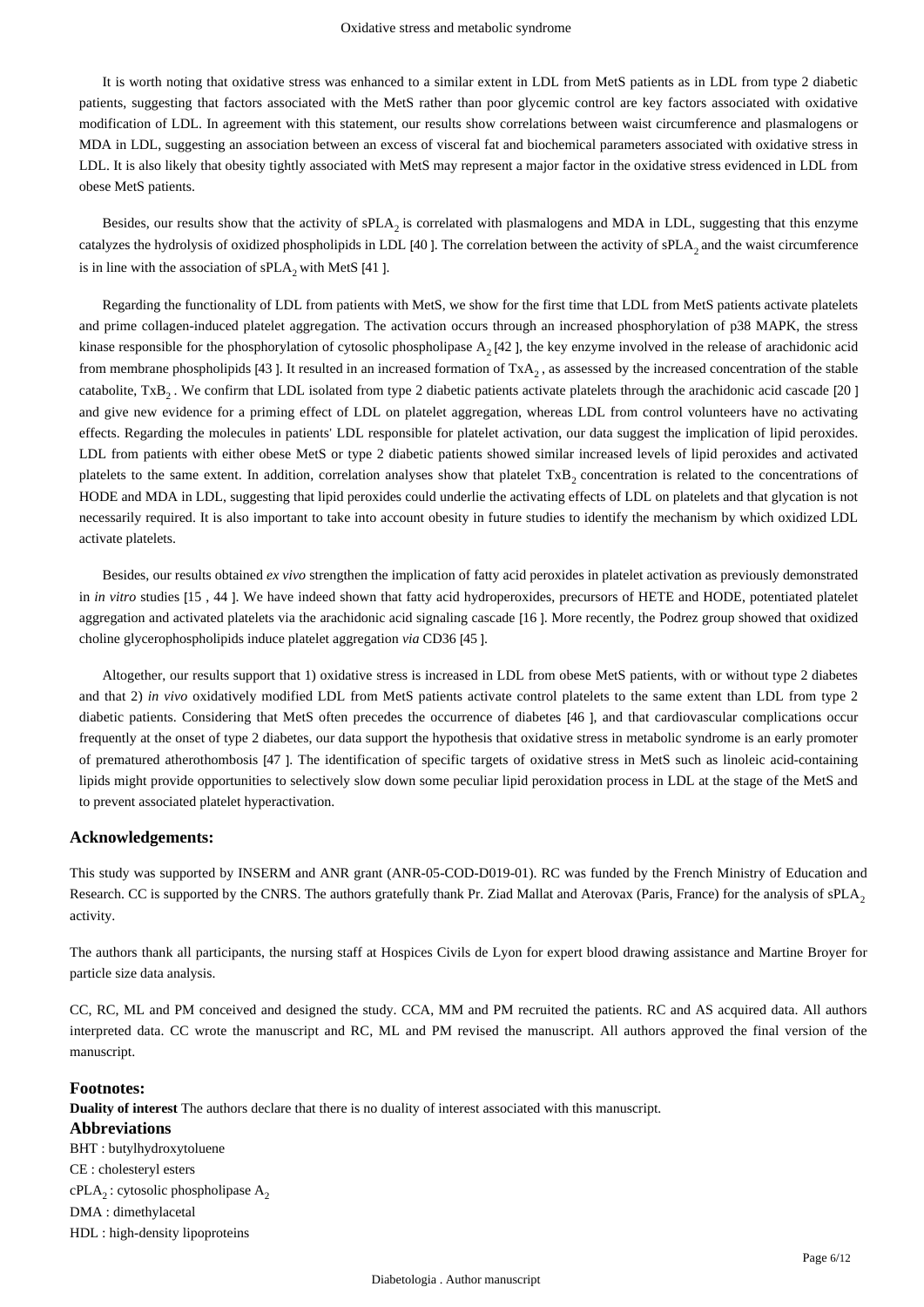It is worth noting that oxidative stress was enhanced to a similar extent in LDL from MetS patients as in LDL from type 2 diabetic patients, suggesting that factors associated with the MetS rather than poor glycemic control are key factors associated with oxidative modification of LDL. In agreement with this statement, our results show correlations between waist circumference and plasmalogens or MDA in LDL, suggesting an association between an excess of visceral fat and biochemical parameters associated with oxidative stress in LDL. It is also likely that obesity tightly associated with MetS may represent a major factor in the oxidative stress evidenced in LDL from obese MetS patients.

Besides, our results show that the activity of $sPLA_2$ is correlated with plasmalogens and MDA in LDL, suggesting that this enzyme catalyzes the hydrolysis of oxidized phospholipids in LDL [40 ]. The correlation between the activity of $sPLA_2$ and the waist circumference is in line with the association of $sPLA_2$ with MetS [41 ].

Regarding the functionality of LDL from patients with MetS, we show for the first time that LDL from MetS patients activate platelets and prime collagen-induced platelet aggregation. The activation occurs through an increased phosphorylation of p38 MAPK, the stress kinase responsible for the phosphorylation of cytosolic phospholipase $A_2$ [42 ], the key enzyme involved in the release of arachidonic acid from membrane phospholipids [43 ]. It resulted in an increased formation of $TxA_2$ , as assessed by the increased concentration of the stable catabolite, $TxB_2$ . We confirm that LDL isolated from type 2 diabetic patients activate platelets through the arachidonic acid cascade [20 ] and give new evidence for a priming effect of LDL on platelet aggregation, whereas LDL from control volunteers have no activating effects. Regarding the molecules in patients' LDL responsible for platelet activation, our data suggest the implication of lipid peroxides. LDL from patients with either obese MetS or type 2 diabetic patients showed similar increased levels of lipid peroxides and activated platelets to the same extent. In addition, correlation analyses show that platelet $TxB_2$ concentration is related to the concentrations of HODE and MDA in LDL, suggesting that lipid peroxides could underlie the activating effects of LDL on platelets and that glycation is not necessarily required. It is also important to take into account obesity in future studies to identify the mechanism by which oxidized LDL activate platelets.

Besides, our results obtained *ex vivo* strengthen the implication of fatty acid peroxides in platelet activation as previously demonstrated in *in vitro* studies [15 , 44 ]. We have indeed shown that fatty acid hydroperoxides, precursors of HETE and HODE, potentiated platelet aggregation and activated platelets via the arachidonic acid signaling cascade [16 ]. More recently, the Podrez group showed that oxidized choline glycerophospholipids induce platelet aggregation *via* CD36 [45 ].

Altogether, our results support that 1) oxidative stress is increased in LDL from obese MetS patients, with or without type 2 diabetes and that 2) *in vivo* oxidatively modified LDL from MetS patients activate control platelets to the same extent than LDL from type 2 diabetic patients. Considering that MetS often precedes the occurrence of diabetes [46 ], and that cardiovascular complications occur frequently at the onset of type 2 diabetes, our data support the hypothesis that oxidative stress in metabolic syndrome is an early promoter of prematured atherothombosis [47 ]. The identification of specific targets of oxidative stress in MetS such as linoleic acid-containing lipids might provide opportunities to selectively slow down some peculiar lipid peroxidation process in LDL at the stage of the MetS and to prevent associated platelet hyperactivation.

## Acknowledgements:

This study was supported by INSERM and ANR grant (ANR-05-COD-D019-01). RC was funded by the French Ministry of Education and Research. CC is supported by the CNRS. The authors gratefully thank Pr. Ziad Mallat and Aterovax (Paris, France) for the analysis of $sPLA_2$ activity.

The authors thank all participants, the nursing staff at Hospices Civils de Lyon for expert blood drawing assistance and Martine Broyer for particle size data analysis.

CC, RC, ML and PM conceived and designed the study. CCA, MM and PM recruited the patients. RC and AS acquired data. All authors interpreted data. CC wrote the manuscript and RC, ML and PM revised the manuscript. All authors approved the final version of the manuscript.

## Footnotes:

**Duality of interest** The authors declare that there is no duality of interest associated with this manuscript.

## Abbreviations

BHT : butylhydroxytoluene

CE : cholesteryl esters

$cPLA_2$ : cytosolic phospholipase $A_2$

DMA : dimethylacetal

HDL : high-density lipoproteins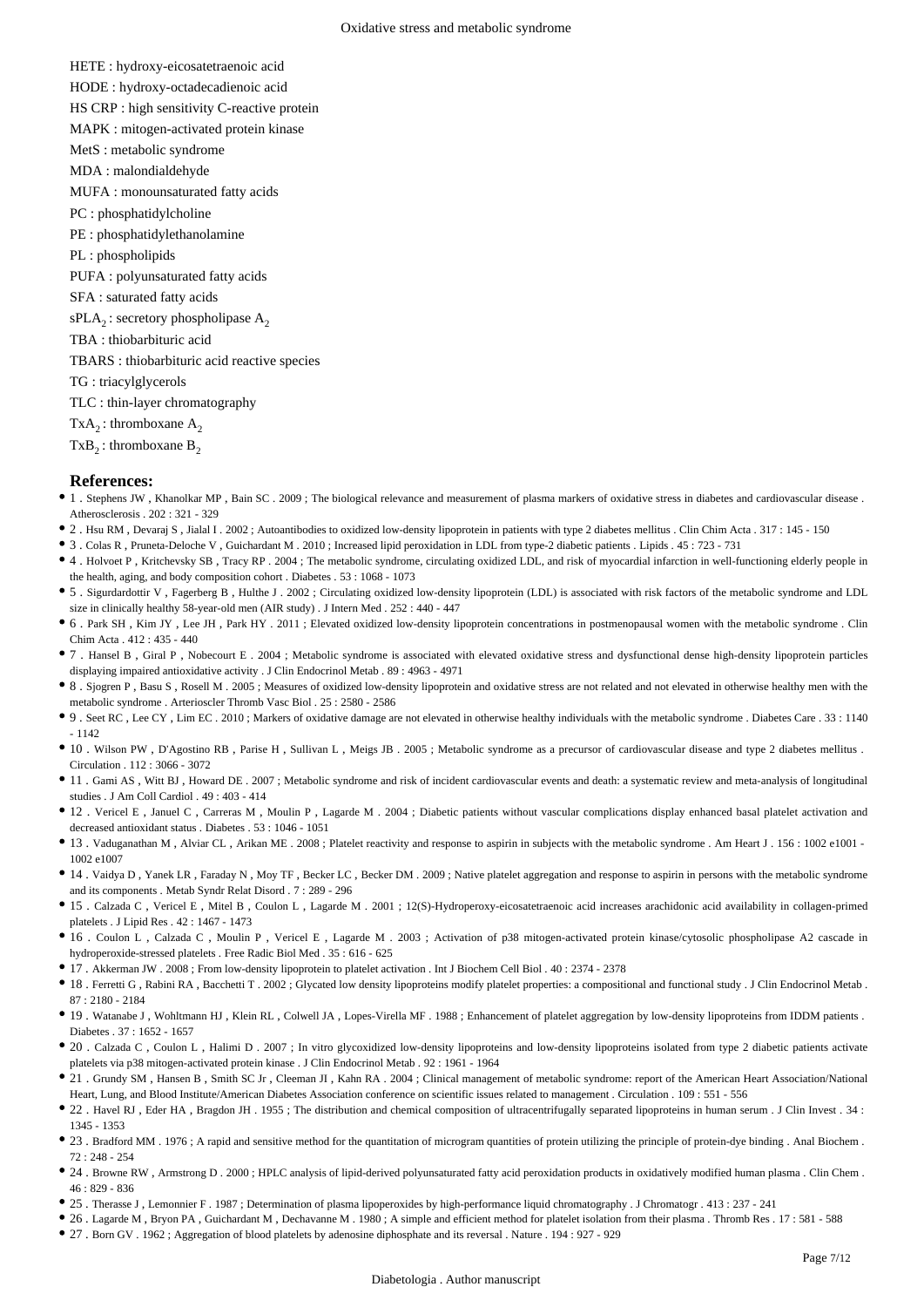HETE : hydroxy-eicosatetraenoic acid

HODE : hydroxy-octadecadienoic acid

HS CRP : high sensitivity C-reactive protein

MAPK : mitogen-activated protein kinase

MetS : metabolic syndrome

MDA : malondialdehyde

MUFA : monounsaturated fatty acids

PC : phosphatidylcholine

PE : phosphatidylethanolamine

PL : phospholipids

PUFA : polyunsaturated fatty acids

SFA : saturated fatty acids

$sPLA_2$ : secretory phospholipase $A_2$

TBA : thiobarbituric acid

TBARS : thiobarbituric acid reactive species

TG : triacylglycerols

TLC : thin-layer chromatography

$TxA_2$ : thromboxane $A_2$

$TxB_2$ : thromboxane $B_2$

## References:

- 1 . Stephens JW , Khanolkar MP , Bain SC . 2009 ; The biological relevance and measurement of plasma markers of oxidative stress in diabetes and cardiovascular disease . Atherosclerosis . 202 : 321 - 329
- 2 . Hsu RM , Devaraj S , Jialal I . 2002 ; Autoantibodies to oxidized low-density lipoprotein in patients with type 2 diabetes mellitus . Clin Chim Acta . 317 : 145 - 150
- 3 . Colas R , Pruneta-Deloche V , Guichardant M . 2010 ; Increased lipid peroxidation in LDL from type-2 diabetic patients . Lipids . 45 : 723 - 731
- 4 . Holvoet P , Kritchevsky SB , Tracy RP . 2004 ; The metabolic syndrome, circulating oxidized LDL, and risk of myocardial infarction in well-functioning elderly people in the health, aging, and body composition cohort . Diabetes . 53 : 1068 - 1073
- 5 . Sigurdardottir V , Fagerberg B , Hulthe J . 2002 ; Circulating oxidized low-density lipoprotein (LDL) is associated with risk factors of the metabolic syndrome and LDL size in clinically healthy 58-year-old men (AIR study) . J Intern Med . 252 : 440 - 447
- 6 . Park SH , Kim JY , Lee JH , Park HY . 2011 ; Elevated oxidized low-density lipoprotein concentrations in postmenopausal women with the metabolic syndrome . Clin Chim Acta . 412 : 435 - 440
- 7 . Hansel B , Giral P , Nobecourt E . 2004 ; Metabolic syndrome is associated with elevated oxidative stress and dysfunctional dense high-density lipoprotein particles displaying impaired antioxidative activity . J Clin Endocrinol Metab . 89 : 4963 - 4971
- 8 . Sjogren P , Basu S , Rosell M . 2005 ; Measures of oxidized low-density lipoprotein and oxidative stress are not related and not elevated in otherwise healthy men with the metabolic syndrome . Arterioscler Thromb Vasc Biol . 25 : 2580 - 2586
- 9 . Seet RC , Lee CY , Lim EC . 2010 ; Markers of oxidative damage are not elevated in otherwise healthy individuals with the metabolic syndrome . Diabetes Care . 33 : 1140 - 1142
- 10 . Wilson PW , D'Agostino RB , Parise H , Sullivan L , Meigs JB . 2005 ; Metabolic syndrome as a precursor of cardiovascular disease and type 2 diabetes mellitus . Circulation . 112 : 3066 - 3072
- 11 . Gami AS , Witt BJ , Howard DE . 2007 ; Metabolic syndrome and risk of incident cardiovascular events and death: a systematic review and meta-analysis of longitudinal studies . J Am Coll Cardiol . 49 : 403 - 414
- 12 . Vericel E , Januel C , Carreras M , Moulin P , Lagarde M . 2004 ; Diabetic patients without vascular complications display enhanced basal platelet activation and decreased antioxidant status . Diabetes . 53 : 1046 - 1051
- 13 . Vaduganathan M , Alviar CL , Arikan ME . 2008 ; Platelet reactivity and response to aspirin in subjects with the metabolic syndrome . Am Heart J . 156 : 1002 e1001 - 1002 e1007
- 14 . Vaidya D , Yanek LR , Faraday N , Moy TF , Becker LC , Becker DM . 2009 ; Native platelet aggregation and response to aspirin in persons with the metabolic syndrome and its components . Metab Syndr Relat Disord . 7 : 289 - 296
- 15 . Calzada C , Vericel E , Mitel B , Coulon L , Lagarde M . 2001 ; 12(S)-Hydroperoxy-eicosatetraenoic acid increases arachidonic acid availability in collagen-primed platelets . J Lipid Res . 42 : 1467 - 1473
- 16 . Coulon L , Calzada C , Moulin P , Vericel E , Lagarde M . 2003 ; Activation of p38 mitogen-activated protein kinase/cytosolic phospholipase A2 cascade in hydroperoxide-stressed platelets . Free Radic Biol Med . 35 : 616 - 625
- 17 . Akkerman JW . 2008 ; From low-density lipoprotein to platelet activation . Int J Biochem Cell Biol . 40 : 2374 - 2378
- 18 . Ferretti G , Rabini RA , Bacchetti T . 2002 ; Glycated low density lipoproteins modify platelet properties: a compositional and functional study . J Clin Endocrinol Metab . 87 : 2180 - 2184
- 19 . Watanabe J , Wohltmann HJ , Klein RL , Colwell JA , Lopes-Virella MF . 1988 ; Enhancement of platelet aggregation by low-density lipoproteins from IDDM patients . Diabetes . 37 : 1652 - 1657
- 20 . Calzada C , Coulon L , Halimi D . 2007 ; In vitro glycoxidized low-density lipoproteins and low-density lipoproteins isolated from type 2 diabetic patients activate platelets via p38 mitogen-activated protein kinase . J Clin Endocrinol Metab . 92 : 1961 - 1964
- 21 . Grundy SM , Hansen B , Smith SC Jr , Cleeman JI , Kahn RA . 2004 ; Clinical management of metabolic syndrome: report of the American Heart Association/National Heart, Lung, and Blood Institute/American Diabetes Association conference on scientific issues related to management . Circulation . 109 : 551 - 556
- 22 . Havel RJ , Eder HA , Bragdon JH . 1955 ; The distribution and chemical composition of ultracentrifugally separated lipoproteins in human serum . J Clin Invest . 34 : 1345 - 1353
- 23 . Bradford MM . 1976 ; A rapid and sensitive method for the quantitation of microgram quantities of protein utilizing the principle of protein-dye binding . Anal Biochem . 72 : 248 - 254
- 24 . Browne RW , Armstrong D . 2000 ; HPLC analysis of lipid-derived polyunsaturated fatty acid peroxidation products in oxidatively modified human plasma . Clin Chem . 46 : 829 - 836
- 25 . Therasse J , Lemonnier F . 1987 ; Determination of plasma lipoperoxides by high-performance liquid chromatography . J Chromatogr . 413 : 237 - 241
- 26 . Lagarde M , Bryon PA , Guichardant M , Dechavanne M . 1980 ; A simple and efficient method for platelet isolation from their plasma . Thromb Res . 17 : 581 - 588
- 27 . Born GV . 1962 ; Aggregation of blood platelets by adenosine diphosphate and its reversal . Nature . 194 : 927 - 929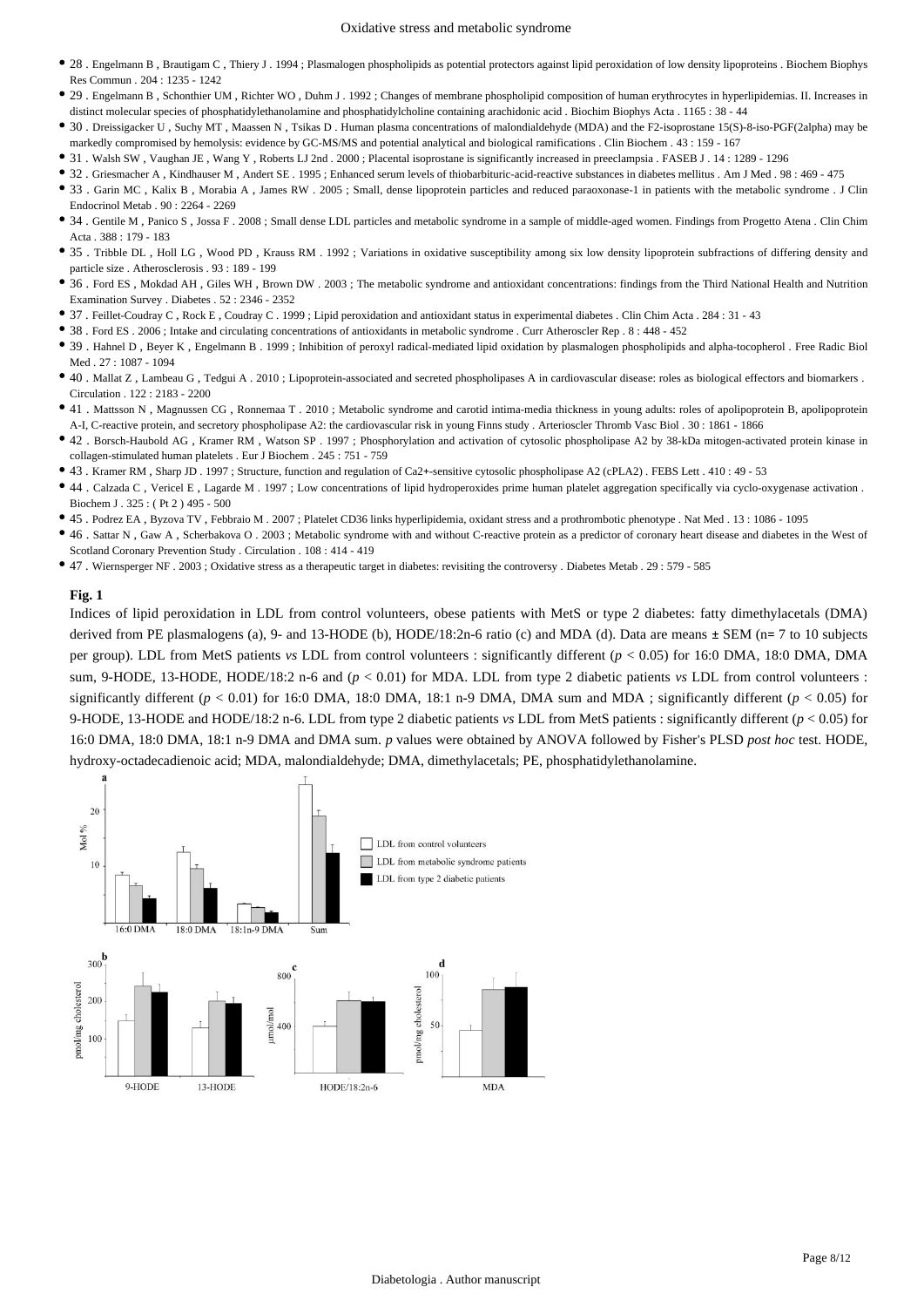- 28 . Engelmann B , Brautigam C , Thiery J . 1994 ; Plasmalogen phospholipids as potential protectors against lipid peroxidation of low density lipoproteins . Biochem Biophys Res Commun . 204 : 1235 - 1242
- 29 . Engelmann B , Schonthier UM , Richter WO , Duhm J . 1992 ; Changes of membrane phospholipid composition of human erythrocytes in hyperlipidemias. II. Increases in distinct molecular species of phosphatidylethanolamine and phosphatidylcholine containing arachidonic acid . Biochim Biophys Acta . 1165 : 38 - 44
- 30 . Dreissigacker U , Suchy MT , Maassen N , Tsikas D . Human plasma concentrations of malondialdehyde (MDA) and the F2-isoprostane 15(S)-8-iso-PGF(2alpha) may be markedly compromised by hemolysis: evidence by GC-MS/MS and potential analytical and biological ramifications . Clin Biochem . 43 : 159 - 167
- 31 . Walsh SW , Vaughan JE , Wang Y , Roberts LJ 2nd . 2000 ; Placental isoprostane is significantly increased in preeclampsia . FASEB J . 14 : 1289 - 1296
- 32 . Griesmacher A , Kindhauser M , Andert SE . 1995 ; Enhanced serum levels of thiobarbituric-acid-reactive substances in diabetes mellitus . Am J Med . 98 : 469 - 475
- 33 . Garin MC , Kalix B , Morabia A , James RW . 2005 ; Small, dense lipoprotein particles and reduced paraoxonase-1 in patients with the metabolic syndrome . J Clin Endocrinol Metab . 90 : 2264 - 2269
- 34 . Gentile M , Panico S , Jossa F . 2008 ; Small dense LDL particles and metabolic syndrome in a sample of middle-aged women. Findings from Progetto Atena . Clin Chim Acta . 388 : 179 - 183
- 35 . Tribble DL , Holl LG , Wood PD , Krauss RM . 1992 ; Variations in oxidative susceptibility among six low density lipoprotein subfractions of differing density and particle size . Atherosclerosis . 93 : 189 - 199
- 36 . Ford ES , Mokdad AH , Giles WH , Brown DW . 2003 ; The metabolic syndrome and antioxidant concentrations: findings from the Third National Health and Nutrition Examination Survey . Diabetes . 52 : 2346 - 2352
- 37 . Feillet-Coudray C , Rock E , Coudray C . 1999 ; Lipid peroxidation and antioxidant status in experimental diabetes . Clin Chim Acta . 284 : 31 - 43
- 38 . Ford ES . 2006 ; Intake and circulating concentrations of antioxidants in metabolic syndrome . Curr Atheroscler Rep . 8 : 448 - 452
- 39 . Hahnel D , Beyer K , Engelmann B . 1999 ; Inhibition of peroxyl radical-mediated lipid oxidation by plasmalogen phospholipids and alpha-tocopherol . Free Radic Biol Med . 27 : 1087 - 1094
- 40 . Mallat Z , Lambeau G , Tedgui A . 2010 ; Lipoprotein-associated and secreted phospholipases A in cardiovascular disease: roles as biological effectors and biomarkers . Circulation . 122 : 2183 - 2200
- 41 . Mattsson N , Magnussen CG , Ronnemaa T . 2010 ; Metabolic syndrome and carotid intima-media thickness in young adults: roles of apolipoprotein B, apolipoprotein A-I, C-reactive protein, and secretory phospholipase A2: the cardiovascular risk in young Finns study . Arterioscler Thromb Vasc Biol . 30 : 1861 - 1866
- 42 . Borsch-Haubold AG , Kramer RM , Watson SP . 1997 ; Phosphorylation and activation of cytosolic phospholipase A2 by 38-kDa mitogen-activated protein kinase in collagen-stimulated human platelets . Eur J Biochem . 245 : 751 - 759
- 43 . Kramer RM , Sharp JD . 1997 ; Structure, function and regulation of Ca2+-sensitive cytosolic phospholipase A2 (cPLA2) . FEBS Lett . 410 : 49 - 53
- 44 . Calzada C , Vericel E , Lagarde M . 1997 ; Low concentrations of lipid hydroperoxides prime human platelet aggregation specifically via cyclo-oxygenase activation . Biochem J . 325 : ( Pt 2 ) 495 - 500
- 45 . Podrez EA , Byzova TV , Febbraio M . 2007 ; Platelet CD36 links hyperlipidemia, oxidant stress and a prothrombotic phenotype . Nat Med . 13 : 1086 - 1095
- 46 . Sattar N , Gaw A , Scherbakova O . 2003 ; Metabolic syndrome with and without C-reactive protein as a predictor of coronary heart disease and diabetes in the West of Scotland Coronary Prevention Study . Circulation . 108 : 414 - 419
- 47 . Wiernsperger NF . 2003 ; Oxidative stress as a therapeutic target in diabetes: revisiting the controversy . Diabetes Metab . 29 : 579 - 585

**Fig. 1**

Indices of lipid peroxidation in LDL from control volunteers, obese patients with MetS or type 2 diabetes: fatty dimethylacetals (DMA) derived from PE plasmalogens (a), 9- and 13-HODE (b), HODE/18:2n-6 ratio (c) and MDA (d). Data are means ± SEM (n= 7 to 10 subjects per group). LDL from MetS patients *vs* LDL from control volunteers : significantly different ($p < 0.05$) for 16:0 DMA, 18:0 DMA, DMA sum, 9-HODE, 13-HODE, HODE/18:2 n-6 and ($p < 0.01$) for MDA. LDL from type 2 diabetic patients *vs* LDL from control volunteers : significantly different ($p < 0.01$) for 16:0 DMA, 18:0 DMA, 18:1 n-9 DMA, DMA sum and MDA ; significantly different ($p < 0.05$) for 9-HODE, 13-HODE and HODE/18:2 n-6. LDL from type 2 diabetic patients *vs* LDL from MetS patients : significantly different ($p < 0.05$) for 16:0 DMA, 18:0 DMA, 18:1 n-9 DMA and DMA sum. *p* values were obtained by ANOVA followed by Fisher's PLSD *post hoc* test. HODE, hydroxy-octadecadienoic acid; MDA, malondialdehyde; DMA, dimethylacetals; PE, phosphatidylethanolamine.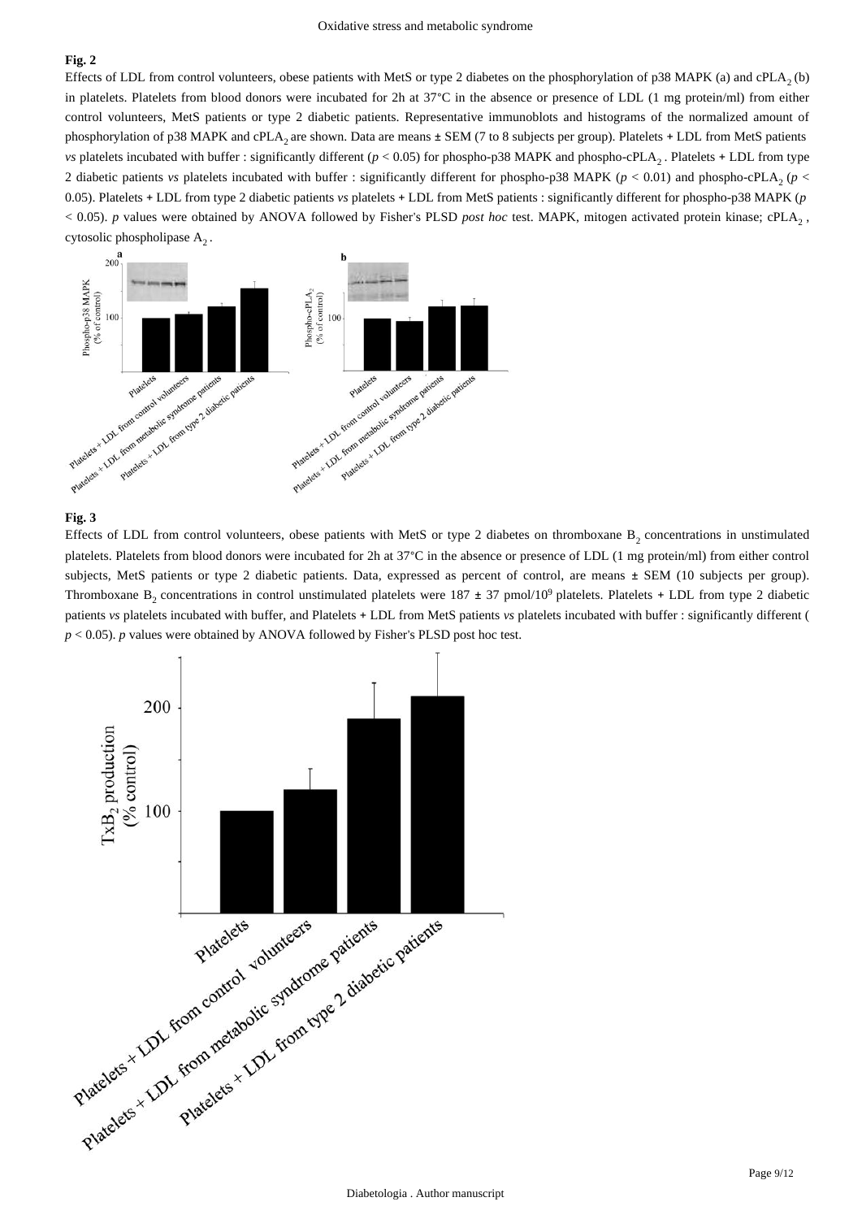**Fig. 2**

Effects of LDL from control volunteers, obese patients with MetS or type 2 diabetes on the phosphorylation of p38 MAPK (a) and $cPLA_2$ (b) in platelets. Platelets from blood donors were incubated for 2h at 37°C in the absence or presence of LDL (1 mg protein/ml) from either control volunteers, MetS patients or type 2 diabetic patients. Representative immunoblots and histograms of the normalized amount of phosphorylation of p38 MAPK and $cPLA_2$ are shown. Data are means ± SEM (7 to 8 subjects per group). Platelets + LDL from MetS patients *vs* platelets incubated with buffer : significantly different ($p < 0.05$) for phospho-p38 MAPK and phospho-$cPLA_2$. Platelets + LDL from type 2 diabetic patients *vs* platelets incubated with buffer : significantly different for phospho-p38 MAPK ($p < 0.01$) and phospho-$cPLA_2$ ($p < 0.05$). Platelets + LDL from type 2 diabetic patients *vs* platelets + LDL from MetS patients : significantly different for phospho-p38 MAPK ($p < 0.05$). $p$ values were obtained by ANOVA followed by Fisher's PLSD *post hoc* test. MAPK, mitogen activated protein kinase; $cPLA_2$, cytosolic phospholipase $A_2$.

**Fig. 3**

Effects of LDL from control volunteers, obese patients with MetS or type 2 diabetes on thromboxane $B_2$ concentrations in unstimulated platelets. Platelets from blood donors were incubated for 2h at 37°C in the absence or presence of LDL (1 mg protein/ml) from either control subjects, MetS patients or type 2 diabetic patients. Data, expressed as percent of control, are means ± SEM (10 subjects per group). Thromboxane $B_2$ concentrations in control unstimulated platelets were 187 ± 37 pmol/$10^9$ platelets. Platelets + LDL from type 2 diabetic patients *vs* platelets incubated with buffer, and Platelets + LDL from MetS patients *vs* platelets incubated with buffer : significantly different ($p < 0.05$). $p$ values were obtained by ANOVA followed by Fisher's PLSD post hoc test.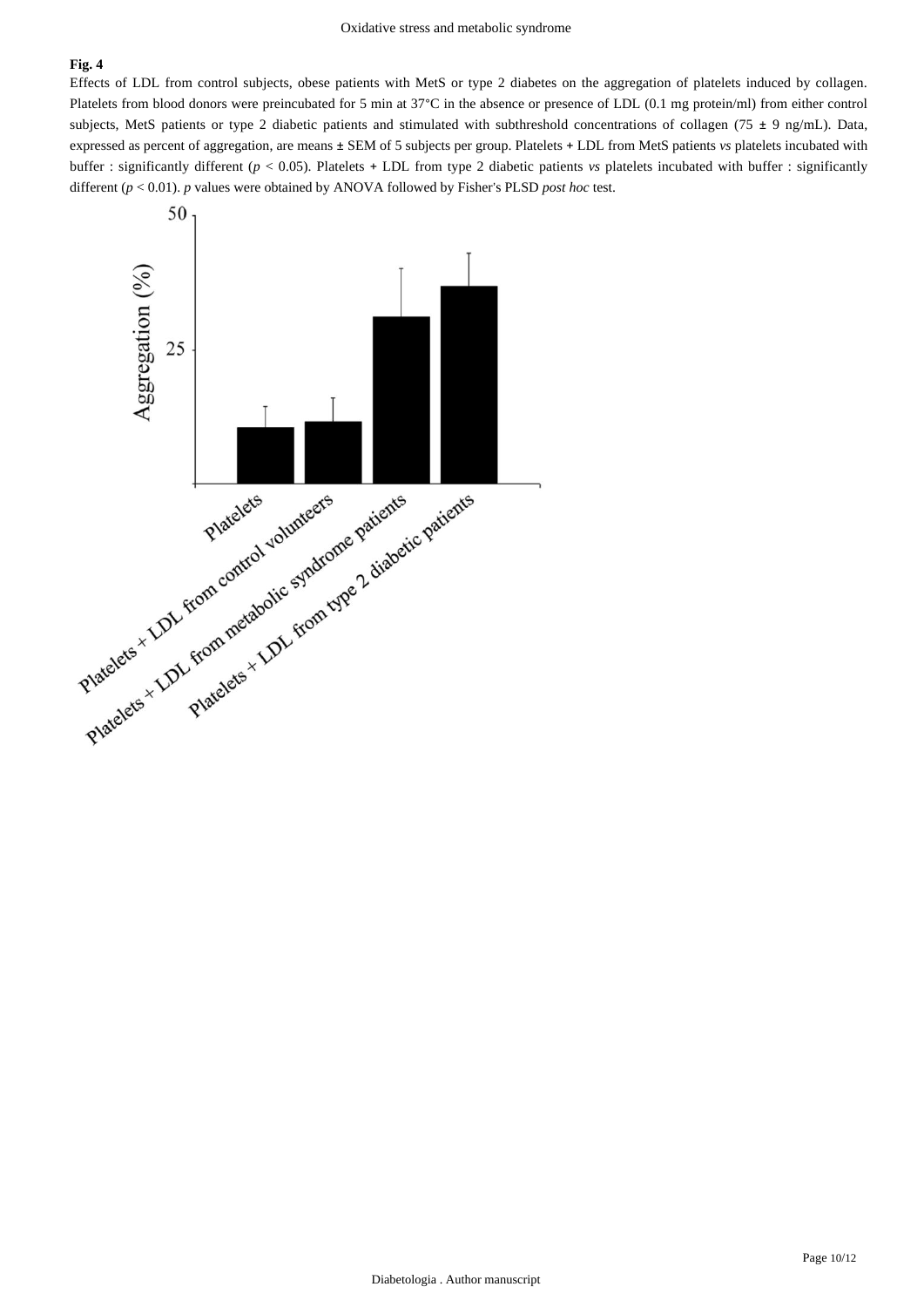**Fig. 4**

Effects of LDL from control subjects, obese patients with MetS or type 2 diabetes on the aggregation of platelets induced by collagen. Platelets from blood donors were preincubated for 5 min at 37°C in the absence or presence of LDL (0.1 mg protein/ml) from either control subjects, MetS patients or type 2 diabetic patients and stimulated with subthreshold concentrations of collagen (75 ± 9 ng/mL). Data, expressed as percent of aggregation, are means ± SEM of 5 subjects per group. Platelets + LDL from MetS patients *vs* platelets incubated with buffer : significantly different ($p < 0.05$). Platelets + LDL from type 2 diabetic patients *vs* platelets incubated with buffer : significantly different ($p < 0.01$). *p* values were obtained by ANOVA followed by Fisher's PLSD *post hoc* test.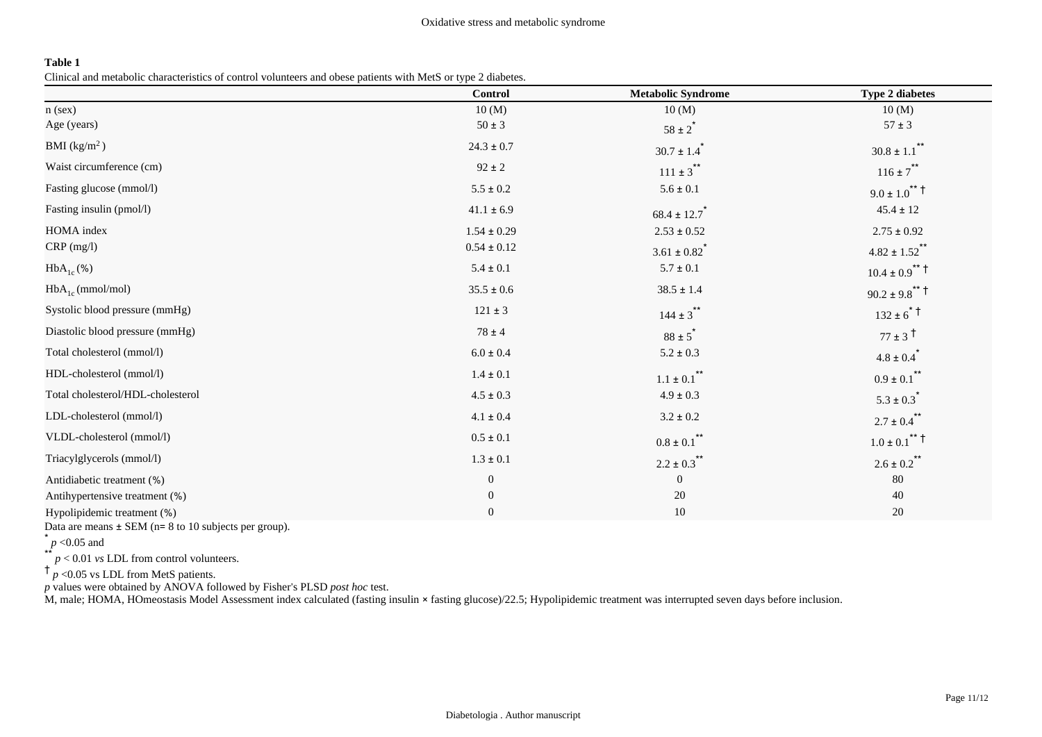**Table 1**

Clinical and metabolic characteristics of control volunteers and obese patients with MetS or type 2 diabetes.

| | Control | Metabolic Syndrome | Type 2 diabetes |
|---|---|---|---|
| n (sex) | 10 (M) | 10 (M) | 10 (M) |
| Age (years) | 50 ± 3 | 58 ± 2* | 57 ± 3 |
| BMI ($kg/m^2$) | 24.3 ± 0.7 | 30.7 ± 1.4* | 30.8 ± 1.1** |
| Waist circumference (cm) | 92 ± 2 | 111 ± 3** | 116 ± 7** |
| Fasting glucose (mmol/l) | 5.5 ± 0.2 | 5.6 ± 0.1 | 9.0 ± 1.0** † |
| Fasting insulin (pmol/l) | 41.1 ± 6.9 | 68.4 ± 12.7* | 45.4 ± 12 |
| HOMA index | 1.54 ± 0.29 | 2.53 ± 0.52 | 2.75 ± 0.92 |
| CRP (mg/l) | 0.54 ± 0.12 | 3.61 ± 0.82* | 4.82 ± 1.52** |
| $HbA_{1c}$ (%) | 5.4 ± 0.1 | 5.7 ± 0.1 | 10.4 ± 0.9** † |
| $HbA_{1c}$ (mmol/mol) | 35.5 ± 0.6 | 38.5 ± 1.4 | 90.2 ± 9.8** † |
| Systolic blood pressure (mmHg) | 121 ± 3 | 144 ± 3** | 132 ± 6* † |
| Diastolic blood pressure (mmHg) | 78 ± 4 | 88 ± 5* | 77 ± 3 † |
| Total cholesterol (mmol/l) | 6.0 ± 0.4 | 5.2 ± 0.3 | 4.8 ± 0.4* |
| HDL-cholesterol (mmol/l) | 1.4 ± 0.1 | 1.1 ± 0.1** | 0.9 ± 0.1** |
| Total cholesterol/HDL-cholesterol | 4.5 ± 0.3 | 4.9 ± 0.3 | 5.3 ± 0.3* |
| LDL-cholesterol (mmol/l) | 4.1 ± 0.4 | 3.2 ± 0.2 | 2.7 ± 0.4** |
| VLDL-cholesterol (mmol/l) | 0.5 ± 0.1 | 0.8 ± 0.1** | 1.0 ± 0.1** † |
| Triacylglycerols (mmol/l) | 1.3 ± 0.1 | 2.2 ± 0.3** | 2.6 ± 0.2** |
| Antidiabetic treatment (%) | 0 | 0 | 80 |
| Antihypertensive treatment (%) | 0 | 20 | 40 |
| Hypolipidemic treatment (%) | 0 | 10 | 20 |

Data are means ± SEM (n= 8 to 10 subjects per group).

* $p < 0.05$ and

** $p < 0.01$ *vs* LDL from control volunteers.

† $p < 0.05$ vs LDL from MetS patients.

*p* values were obtained by ANOVA followed by Fisher's PLSD *post hoc* test.

M, male; HOMA, HOmeostasis Model Assessment index calculated (fasting insulin × fasting glucose)/22.5; Hypolipidemic treatment was interrupted seven days before inclusion.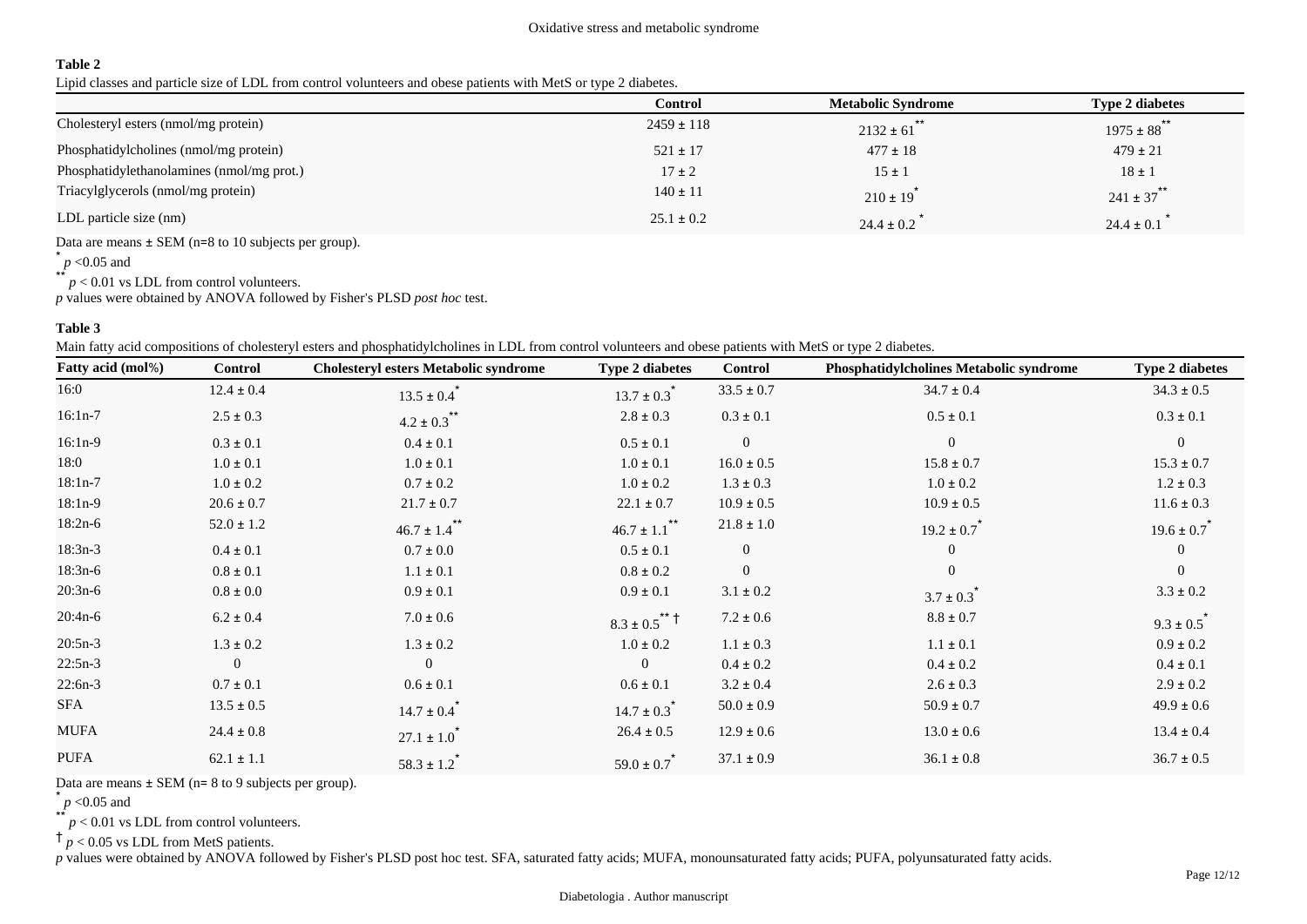**Table 2**

Lipid classes and particle size of LDL from control volunteers and obese patients with MetS or type 2 diabetes.

| | Control | Metabolic Syndrome | Type 2 diabetes |
|---|---|---|---|
| Cholesteryl esters (nmol/mg protein) | 2459 ± 118 | 2132 ± 61** | 1975 ± 88** |
| Phosphatidylcholines (nmol/mg protein) | 521 ± 17 | 477 ± 18 | 479 ± 21 |
| Phosphatidylethanolamines (nmol/mg prot.) | 17 ± 2 | 15 ± 1 | 18 ± 1 |
| Triacylglycerols (nmol/mg protein) | 140 ± 11 | 210 ± 19* | 241 ± 37** |
| LDL particle size (nm) | 25.1 ± 0.2 | 24.4 ± 0.2 * | 24.4 ± 0.1 * |

Data are means ± SEM (n=8 to 10 subjects per group).

* $p < 0.05$ and

** $p < 0.01$ vs LDL from control volunteers.

*p* values were obtained by ANOVA followed by Fisher's PLSD *post hoc* test.

**Table 3**

Main fatty acid compositions of cholesteryl esters and phosphatidylcholines in LDL from control volunteers and obese patients with MetS or type 2 diabetes.

| Fatty acid (mol%) | Control | Cholesteryl esters Metabolic syndrome | Type 2 diabetes | Control | Phosphatidylcholines Metabolic syndrome | Type 2 diabetes |
|---|---|---|---|---|---|---|
| 16:0 | 12.4 ± 0.4 | 13.5 ± 0.4* | 13.7 ± 0.3* | 33.5 ± 0.7 | 34.7 ± 0.4 | 34.3 ± 0.5 |
| 16:1n-7 | 2.5 ± 0.3 | 4.2 ± 0.3** | 2.8 ± 0.3 | 0.3 ± 0.1 | 0.5 ± 0.1 | 0.3 ± 0.1 |
| 16:1n-9 | 0.3 ± 0.1 | 0.4 ± 0.1 | 0.5 ± 0.1 | 0 | 0 | 0 |
| 18:0 | 1.0 ± 0.1 | 1.0 ± 0.1 | 1.0 ± 0.1 | 16.0 ± 0.5 | 15.8 ± 0.7 | 15.3 ± 0.7 |
| 18:1n-7 | 1.0 ± 0.2 | 0.7 ± 0.2 | 1.0 ± 0.2 | 1.3 ± 0.3 | 1.0 ± 0.2 | 1.2 ± 0.3 |
| 18:1n-9 | 20.6 ± 0.7 | 21.7 ± 0.7 | 22.1 ± 0.7 | 10.9 ± 0.5 | 10.9 ± 0.5 | 11.6 ± 0.3 |
| 18:2n-6 | 52.0 ± 1.2 | 46.7 ± 1.4** | 46.7 ± 1.1** | 21.8 ± 1.0 | 19.2 ± 0.7* | 19.6 ± 0.7* |
| 18:3n-3 | 0.4 ± 0.1 | 0.7 ± 0.0 | 0.5 ± 0.1 | 0 | 0 | 0 |
| 18:3n-6 | 0.8 ± 0.1 | 1.1 ± 0.1 | 0.8 ± 0.2 | 0 | 0 | 0 |
| 20:3n-6 | 0.8 ± 0.0 | 0.9 ± 0.1 | 0.9 ± 0.1 | 3.1 ± 0.2 | 3.7 ± 0.3* | 3.3 ± 0.2 |
| 20:4n-6 | 6.2 ± 0.4 | 7.0 ± 0.6 | 8.3 ± 0.5** † | 7.2 ± 0.6 | 8.8 ± 0.7 | 9.3 ± 0.5* |
| 20:5n-3 | 1.3 ± 0.2 | 1.3 ± 0.2 | 1.0 ± 0.2 | 1.1 ± 0.3 | 1.1 ± 0.1 | 0.9 ± 0.2 |
| 22:5n-3 | 0 | 0 | 0 | 0.4 ± 0.2 | 0.4 ± 0.1 | 0.4 ± 0.1 |
| 22:6n-3 | 0.7 ± 0.1 | 0.6 ± 0.1 | 0.6 ± 0.1 | 3.2 ± 0.4 | 2.6 ± 0.3 | 2.9 ± 0.2 |
| SFA | 13.5 ± 0.5 | 14.7 ± 0.4* | 14.7 ± 0.3* | 50.0 ± 0.9 | 50.9 ± 0.7 | 49.9 ± 0.6 |
| MUFA | 24.4 ± 0.8 | 27.1 ± 1.0* | 26.4 ± 0.5 | 12.9 ± 0.6 | 13.0 ± 0.6 | 13.4 ± 0.4 |
| PUFA | 62.1 ± 1.1 | 58.3 ± 1.2* | 59.0 ± 0.7* | 37.1 ± 0.9 | 36.1 ± 0.8 | 36.7 ± 0.5 |

Data are means ± SEM (n= 8 to 9 subjects per group).

* $p < 0.05$ and

** $p < 0.01$ vs LDL from control volunteers.

† $p < 0.05$ vs LDL from MetS patients.

*p* values were obtained by ANOVA followed by Fisher's PLSD post hoc test. SFA, saturated fatty acids; MUFA, monounsaturated fatty acids; PUFA, polyunsaturated fatty acids.